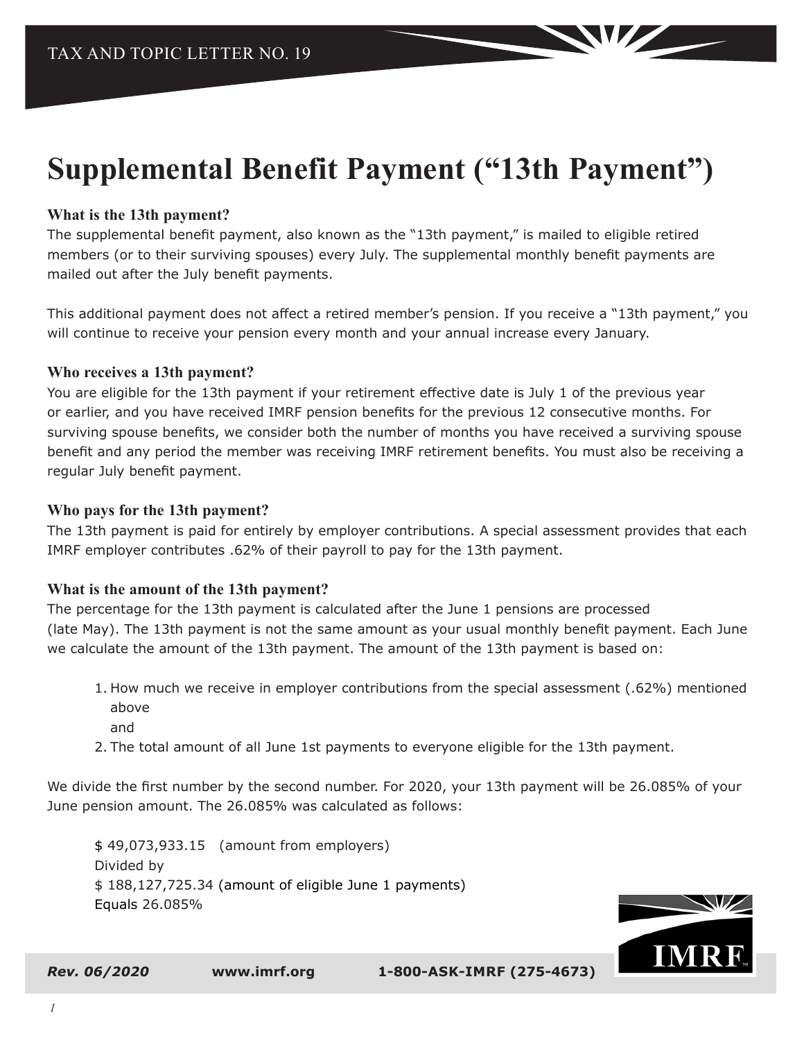TAX AND TOPIC LETTER NO. 19

# Supplemental Benefit Payment ("13th Payment")

### What is the 13th payment?

The supplemental benefit payment, also known as the "13th payment," is mailed to eligible retired members (or to their surviving spouses) every July. The supplemental monthly benefit payments are mailed out after the July benefit payments.

This additional payment does not affect a retired member's pension. If you receive a "13th payment," you will continue to receive your pension every month and your annual increase every January.

### Who receives a 13th payment?

You are eligible for the 13th payment if your retirement effective date is July 1 of the previous year or earlier, and you have received IMRF pension benefits for the previous 12 consecutive months. For surviving spouse benefits, we consider both the number of months you have received a surviving spouse benefit and any period the member was receiving IMRF retirement benefits. You must also be receiving a regular July benefit payment.

### Who pays for the 13th payment?

The 13th payment is paid for entirely by employer contributions. A special assessment provides that each IMRF employer contributes .62% of their payroll to pay for the 13th payment.

### What is the amount of the 13th payment?

The percentage for the 13th payment is calculated after the June 1 pensions are processed (late May). The 13th payment is not the same amount as your usual monthly benefit payment. Each June we calculate the amount of the 13th payment. The amount of the 13th payment is based on:

1. How much we receive in employer contributions from the special assessment (.62%) mentioned above
   and
2. The total amount of all June 1st payments to everyone eligible for the 13th payment.

We divide the first number by the second number. For 2020, your 13th payment will be 26.085% of your June pension amount. The 26.085% was calculated as follows:

$ 49,073,933.15 (amount from employers)
Divided by
$ 188,127,725.34 (amount of eligible June 1 payments)
Equals 26.085%

*Rev. 06/2020* **www.imrf.org** **1-800-ASK-IMRF (275-4673)**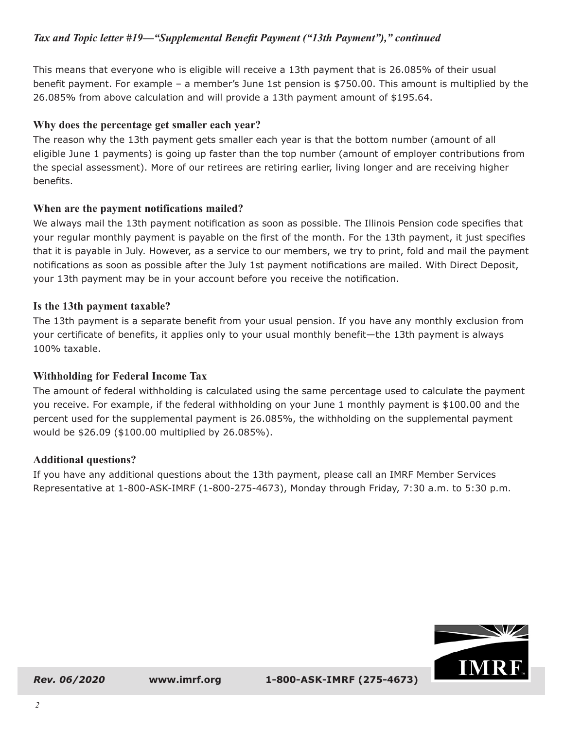*Tax and Topic letter #19—"Supplemental Benefit Payment ("13th Payment")," continued*

This means that everyone who is eligible will receive a 13th payment that is 26.085% of their usual benefit payment. For example – a member's June 1st pension is $750.00. This amount is multiplied by the 26.085% from above calculation and will provide a 13th payment amount of $195.64.

### Why does the percentage get smaller each year?

The reason why the 13th payment gets smaller each year is that the bottom number (amount of all eligible June 1 payments) is going up faster than the top number (amount of employer contributions from the special assessment). More of our retirees are retiring earlier, living longer and are receiving higher benefits.

### When are the payment notifications mailed?

We always mail the 13th payment notification as soon as possible. The Illinois Pension code specifies that your regular monthly payment is payable on the first of the month. For the 13th payment, it just specifies that it is payable in July. However, as a service to our members, we try to print, fold and mail the payment notifications as soon as possible after the July 1st payment notifications are mailed. With Direct Deposit, your 13th payment may be in your account before you receive the notification.

### Is the 13th payment taxable?

The 13th payment is a separate benefit from your usual pension. If you have any monthly exclusion from your certificate of benefits, it applies only to your usual monthly benefit—the 13th payment is always 100% taxable.

### Withholding for Federal Income Tax

The amount of federal withholding is calculated using the same percentage used to calculate the payment you receive. For example, if the federal withholding on your June 1 monthly payment is $100.00 and the percent used for the supplemental payment is 26.085%, the withholding on the supplemental payment would be $26.09 ($100.00 multiplied by 26.085%).

### Additional questions?

If you have any additional questions about the 13th payment, please call an IMRF Member Services Representative at 1-800-ASK-IMRF (1-800-275-4673), Monday through Friday, 7:30 a.m. to 5:30 p.m.

*Rev. 06/2020* **www.imrf.org** **1-800-ASK-IMRF (275-4673)**